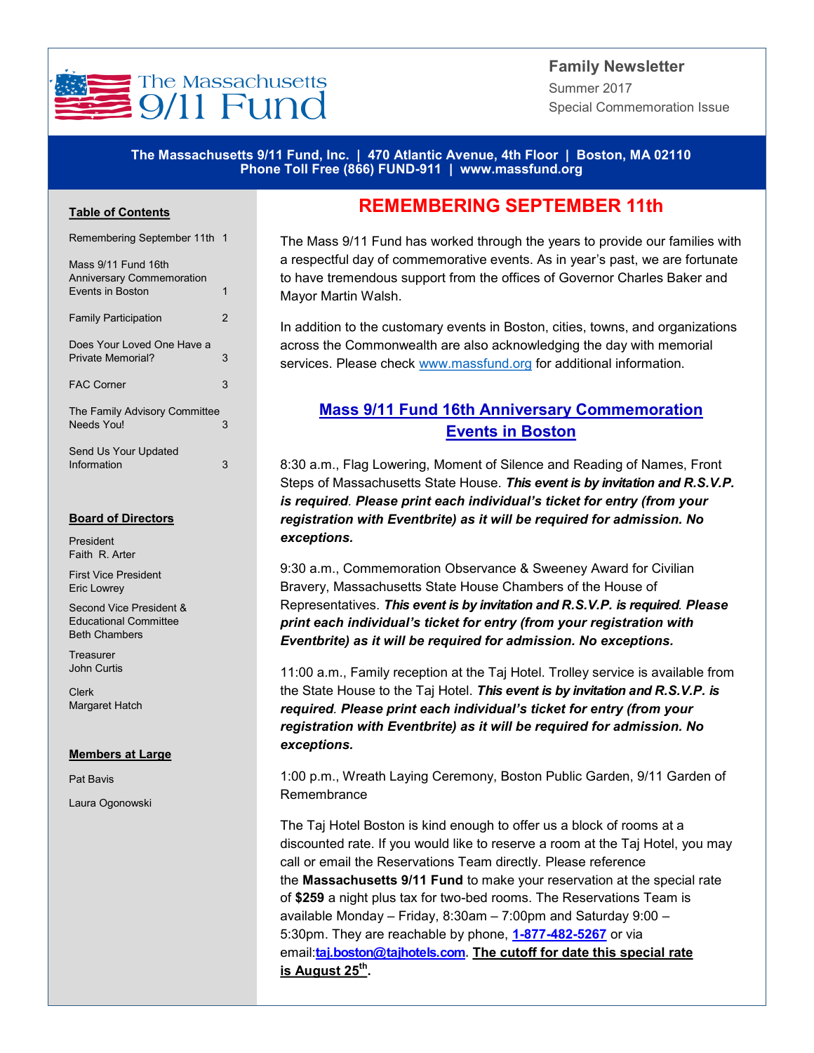# The Massachusetts 9/11 Fund

**Family Newsletter**

Summer 2017

Special Commemoration Issue

**The Massachusetts 9/11 Fund, Inc. | 470 Atlantic Avenue, 4th Floor | Boston, MA 02110**
**Phone Toll Free (866) FUND-911 | www.massfund.org**

**Table of Contents**

- Remembering September 11th 1
- Mass 9/11 Fund 16th Anniversary Commemoration Events in Boston 1
- Family Participation 2
- Does Your Loved One Have a Private Memorial? 3
- FAC Corner 3
- The Family Advisory Committee Needs You! 3
- Send Us Your Updated Information 3

**Board of Directors**

President
Faith R. Arter

First Vice President
Eric Lowrey

Second Vice President & Educational Committee
Beth Chambers

Treasurer
John Curtis

Clerk
Margaret Hatch

**Members at Large**

Pat Bavis

Laura Ogonowski

## REMEMBERING SEPTEMBER 11th

The Mass 9/11 Fund has worked through the years to provide our families with a respectful day of commemorative events. As in year's past, we are fortunate to have tremendous support from the offices of Governor Charles Baker and Mayor Martin Walsh.

In addition to the customary events in Boston, cities, towns, and organizations across the Commonwealth are also acknowledging the day with memorial services. Please check www.massfund.org for additional information.

## Mass 9/11 Fund 16th Anniversary Commemoration Events in Boston

8:30 a.m., Flag Lowering, Moment of Silence and Reading of Names, Front Steps of Massachusetts State House. ***This event is by invitation and R.S.V.P. is required*. *Please print each individual's ticket for entry (from your registration with Eventbrite) as it will be required for admission. No exceptions.***

9:30 a.m., Commemoration Observance & Sweeney Award for Civilian Bravery, Massachusetts State House Chambers of the House of Representatives. ***This event is by invitation and R.S.V.P. is required*. *Please print each individual's ticket for entry (from your registration with Eventbrite) as it will be required for admission. No exceptions.***

11:00 a.m., Family reception at the Taj Hotel. Trolley service is available from the State House to the Taj Hotel. ***This event is by invitation and R.S.V.P. is required*. *Please print each individual's ticket for entry (from your registration with Eventbrite) as it will be required for admission. No exceptions.***

1:00 p.m., Wreath Laying Ceremony, Boston Public Garden, 9/11 Garden of Remembrance

The Taj Hotel Boston is kind enough to offer us a block of rooms at a discounted rate. If you would like to reserve a room at the Taj Hotel, you may call or email the Reservations Team directly. Please reference the **Massachusetts 9/11 Fund** to make your reservation at the special rate of **$259** a night plus tax for two-bed rooms. The Reservations Team is available Monday – Friday, 8:30am – 7:00pm and Saturday 9:00 – 5:30pm. They are reachable by phone, **1-877-482-5267** or via email:**taj.boston@tajhotels.com**. **The cutoff for date this special rate is August 25th.**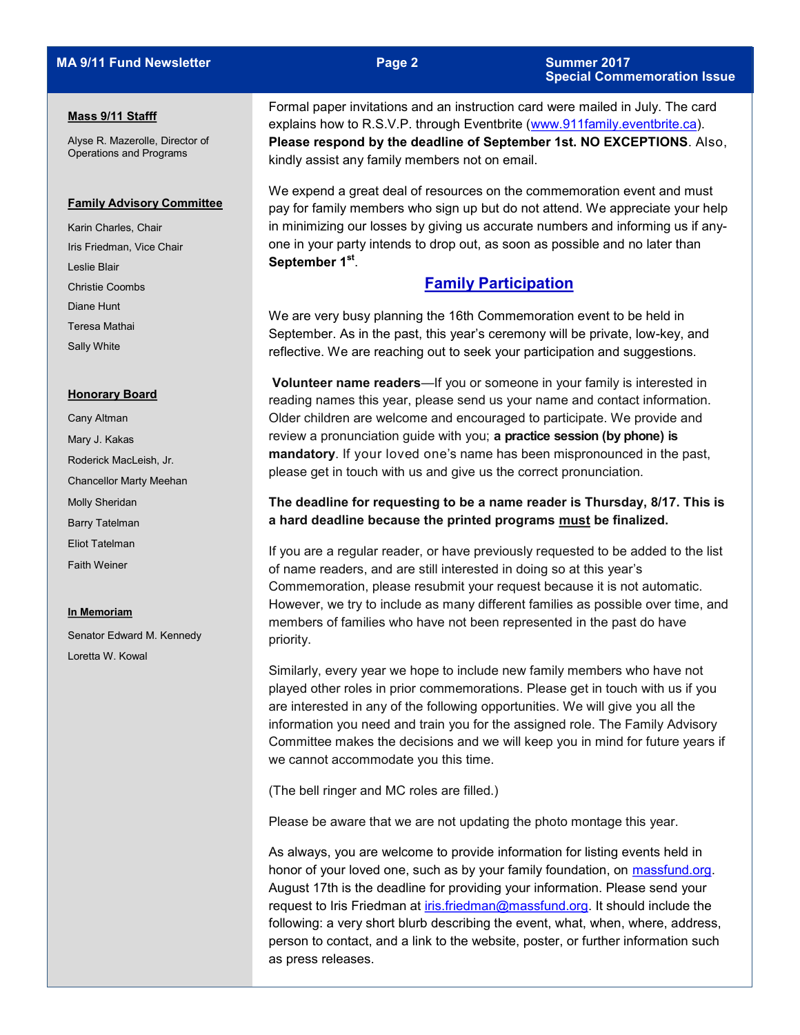**Mass 9/11 Stafff**

Alyse R. Mazerolle, Director of Operations and Programs

**Family Advisory Committee**

Karin Charles, Chair

Iris Friedman, Vice Chair

Leslie Blair

Christie Coombs

Diane Hunt

Teresa Mathai

Sally White

**Honorary Board**

Cany Altman

Mary J. Kakas

Roderick MacLeish, Jr.

Chancellor Marty Meehan

Molly Sheridan

Barry Tatelman

Eliot Tatelman

Faith Weiner

**In Memoriam**

Senator Edward M. Kennedy

Loretta W. Kowal

Formal paper invitations and an instruction card were mailed in July. The card explains how to R.S.V.P. through Eventbrite (www.911family.eventbrite.ca). **Please respond by the deadline of September 1st. NO EXCEPTIONS**. Also, kindly assist any family members not on email.

We expend a great deal of resources on the commemoration event and must pay for family members who sign up but do not attend. We appreciate your help in minimizing our losses by giving us accurate numbers and informing us if anyone in your party intends to drop out, as soon as possible and no later than **September 1st**.

## Family Participation

We are very busy planning the 16th Commemoration event to be held in September. As in the past, this year's ceremony will be private, low-key, and reflective. We are reaching out to seek your participation and suggestions.

**Volunteer name readers**—If you or someone in your family is interested in reading names this year, please send us your name and contact information. Older children are welcome and encouraged to participate. We provide and review a pronunciation guide with you; **a practice session (by phone) is mandatory**. If your loved one's name has been mispronounced in the past, please get in touch with us and give us the correct pronunciation.

**The deadline for requesting to be a name reader is Thursday, 8/17. This is a hard deadline because the printed programs must be finalized.**

If you are a regular reader, or have previously requested to be added to the list of name readers, and are still interested in doing so at this year's Commemoration, please resubmit your request because it is not automatic. However, we try to include as many different families as possible over time, and members of families who have not been represented in the past do have priority.

Similarly, every year we hope to include new family members who have not played other roles in prior commemorations. Please get in touch with us if you are interested in any of the following opportunities. We will give you all the information you need and train you for the assigned role. The Family Advisory Committee makes the decisions and we will keep you in mind for future years if we cannot accommodate you this time.

(The bell ringer and MC roles are filled.)

Please be aware that we are not updating the photo montage this year.

As always, you are welcome to provide information for listing events held in honor of your loved one, such as by your family foundation, on massfund.org. August 17th is the deadline for providing your information. Please send your request to Iris Friedman at iris.friedman@massfund.org. It should include the following: a very short blurb describing the event, what, when, where, address, person to contact, and a link to the website, poster, or further information such as press releases.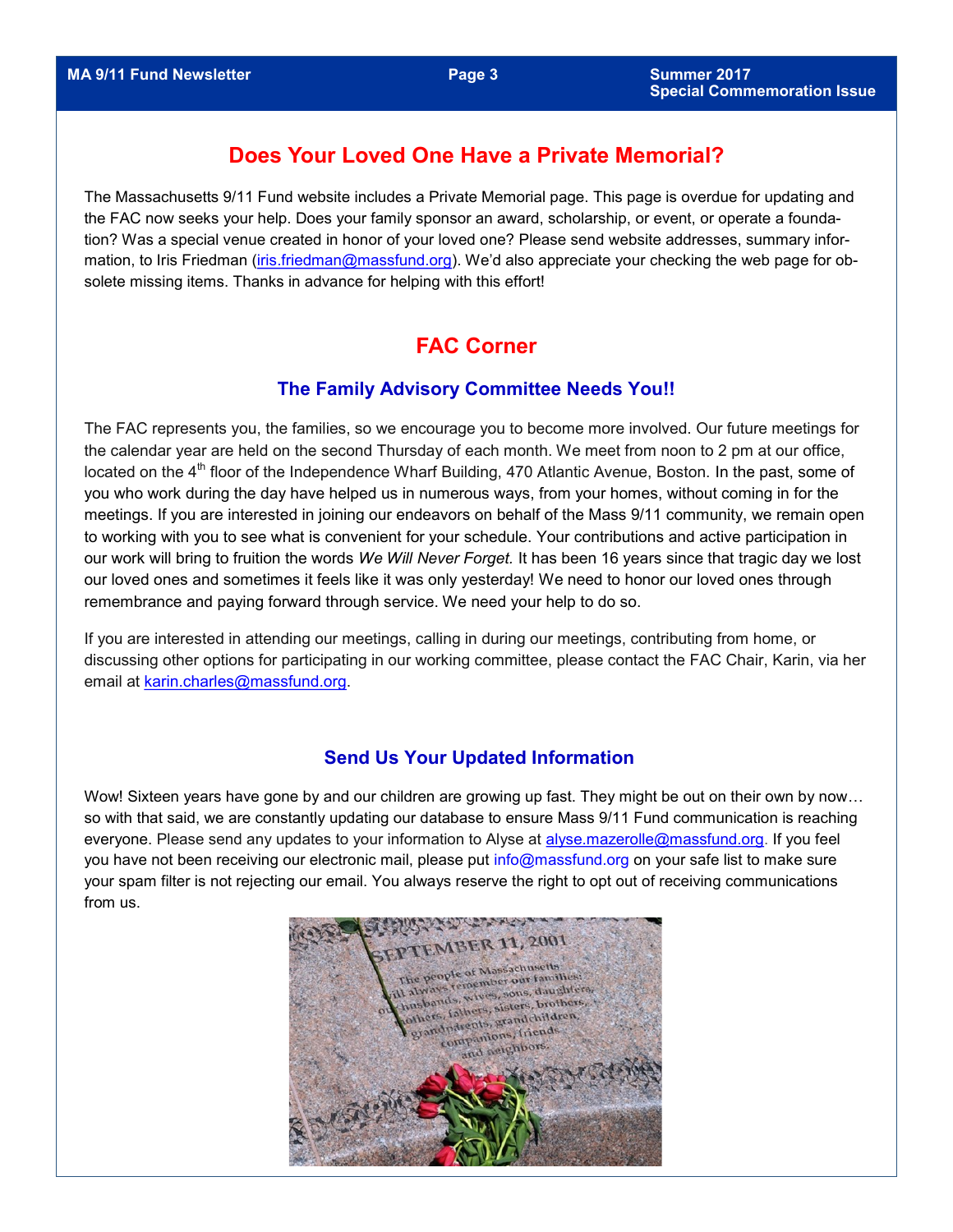# Does Your Loved One Have a Private Memorial?

The Massachusetts 9/11 Fund website includes a Private Memorial page. This page is overdue for updating and the FAC now seeks your help. Does your family sponsor an award, scholarship, or event, or operate a foundation? Was a special venue created in honor of your loved one? Please send website addresses, summary information, to Iris Friedman (iris.friedman@massfund.org). We'd also appreciate your checking the web page for obsolete missing items. Thanks in advance for helping with this effort!

# FAC Corner

## The Family Advisory Committee Needs You!!

The FAC represents you, the families, so we encourage you to become more involved. Our future meetings for the calendar year are held on the second Thursday of each month. We meet from noon to 2 pm at our office, located on the 4th floor of the Independence Wharf Building, 470 Atlantic Avenue, Boston. In the past, some of you who work during the day have helped us in numerous ways, from your homes, without coming in for the meetings. If you are interested in joining our endeavors on behalf of the Mass 9/11 community, we remain open to working with you to see what is convenient for your schedule. Your contributions and active participation in our work will bring to fruition the words *We Will Never Forget.* It has been 16 years since that tragic day we lost our loved ones and sometimes it feels like it was only yesterday! We need to honor our loved ones through remembrance and paying forward through service. We need your help to do so.

If you are interested in attending our meetings, calling in during our meetings, contributing from home, or discussing other options for participating in our working committee, please contact the FAC Chair, Karin, via her email at karin.charles@massfund.org.

## Send Us Your Updated Information

Wow! Sixteen years have gone by and our children are growing up fast. They might be out on their own by now… so with that said, we are constantly updating our database to ensure Mass 9/11 Fund communication is reaching everyone. Please send any updates to your information to Alyse at alyse.mazerolle@massfund.org. If you feel you have not been receiving our electronic mail, please put info@massfund.org on your safe list to make sure your spam filter is not rejecting our email. You always reserve the right to opt out of receiving communications from us.